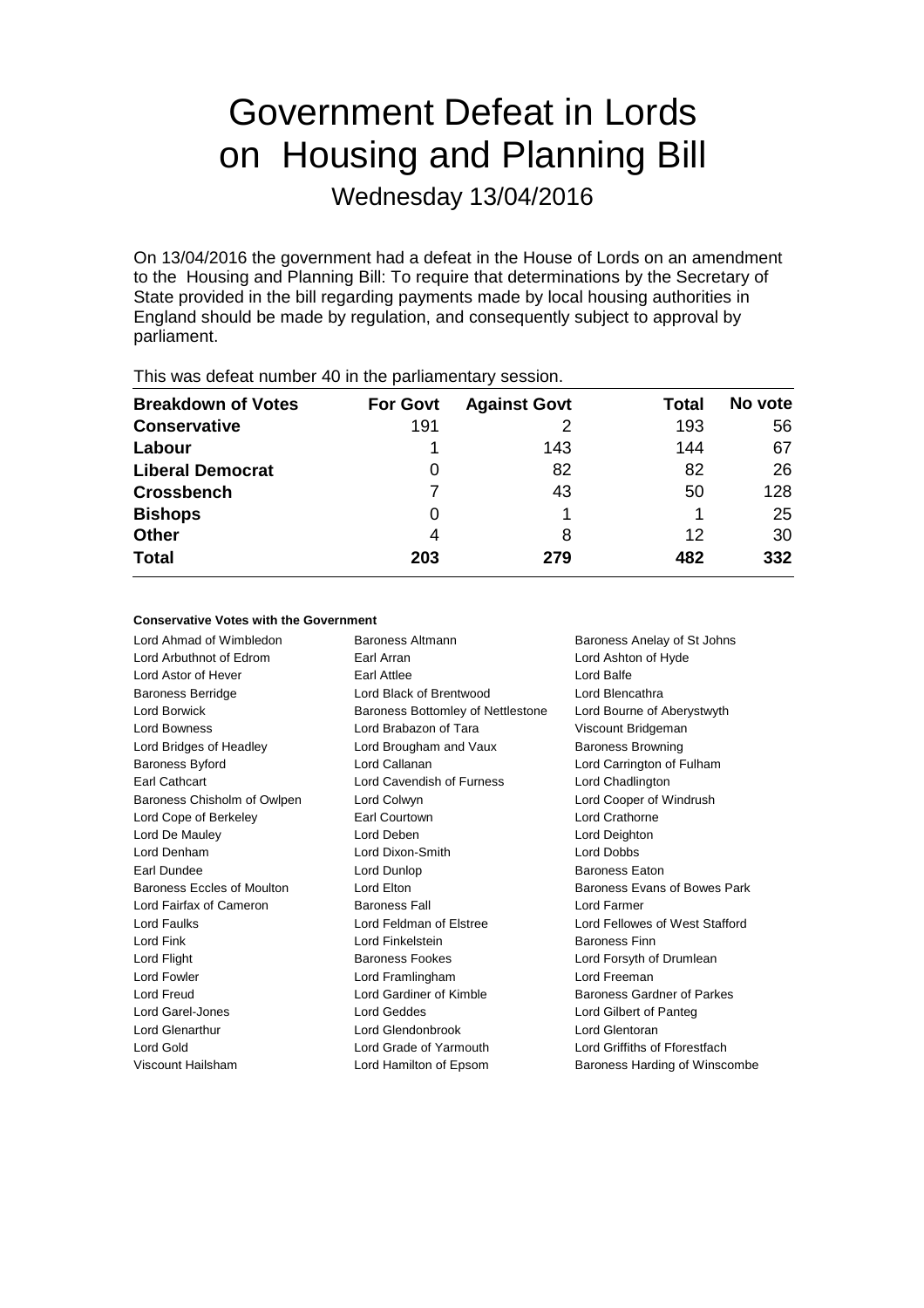# Government Defeat in Lords on Housing and Planning Bill

Wednesday 13/04/2016

On 13/04/2016 the government had a defeat in the House of Lords on an amendment to the Housing and Planning Bill: To require that determinations by the Secretary of State provided in the bill regarding payments made by local housing authorities in England should be made by regulation, and consequently subject to approval by parliament.

This was defeat number 40 in the parliamentary session.

| Breakdown of Votes | For Govt | Against Govt | Total | No vote |
|---|---|---|---|---|
| **Conservative** | 191 | 2 | 193 | 56 |
| **Labour** | 1 | 143 | 144 | 67 |
| **Liberal Democrat** | 0 | 82 | 82 | 26 |
| **Crossbench** | 7 | 43 | 50 | 128 |
| **Bishops** | 0 | 1 | 1 | 25 |
| **Other** | 4 | 8 | 12 | 30 |
| **Total** | **203** | **279** | **482** | **332** |

#### Conservative Votes with the Government

| | | |
|---|---|---|
| Lord Ahmad of Wimbledon | Baroness Altmann | Baroness Anelay of St Johns |
| Lord Arbuthnot of Edrom | Earl Arran | Lord Ashton of Hyde |
| Lord Astor of Hever | Earl Attlee | Lord Balfe |
| Baroness Berridge | Lord Black of Brentwood | Lord Blencathra |
| Lord Borwick | Baroness Bottomley of Nettlestone | Lord Bourne of Aberystwyth |
| Lord Bowness | Lord Brabazon of Tara | Viscount Bridgeman |
| Lord Bridges of Headley | Lord Brougham and Vaux | Baroness Browning |
| Baroness Byford | Lord Callanan | Lord Carrington of Fulham |
| Earl Cathcart | Lord Cavendish of Furness | Lord Chadlington |
| Baroness Chisholm of Owlpen | Lord Colwyn | Lord Cooper of Windrush |
| Lord Cope of Berkeley | Earl Courtown | Lord Crathorne |
| Lord De Mauley | Lord Deben | Lord Deighton |
| Lord Denham | Lord Dixon-Smith | Lord Dobbs |
| Earl Dundee | Lord Dunlop | Baroness Eaton |
| Baroness Eccles of Moulton | Lord Elton | Baroness Evans of Bowes Park |
| Lord Fairfax of Cameron | Baroness Fall | Lord Farmer |
| Lord Faulks | Lord Feldman of Elstree | Lord Fellowes of West Stafford |
| Lord Fink | Lord Finkelstein | Baroness Finn |
| Lord Flight | Baroness Fookes | Lord Forsyth of Drumlean |
| Lord Fowler | Lord Framlingham | Lord Freeman |
| Lord Freud | Lord Gardiner of Kimble | Baroness Gardner of Parkes |
| Lord Garel-Jones | Lord Geddes | Lord Gilbert of Panteg |
| Lord Glenarthur | Lord Glendonbrook | Lord Glentoran |
| Lord Gold | Lord Grade of Yarmouth | Lord Griffiths of Fforestfach |
| Viscount Hailsham | Lord Hamilton of Epsom | Baroness Harding of Winscombe |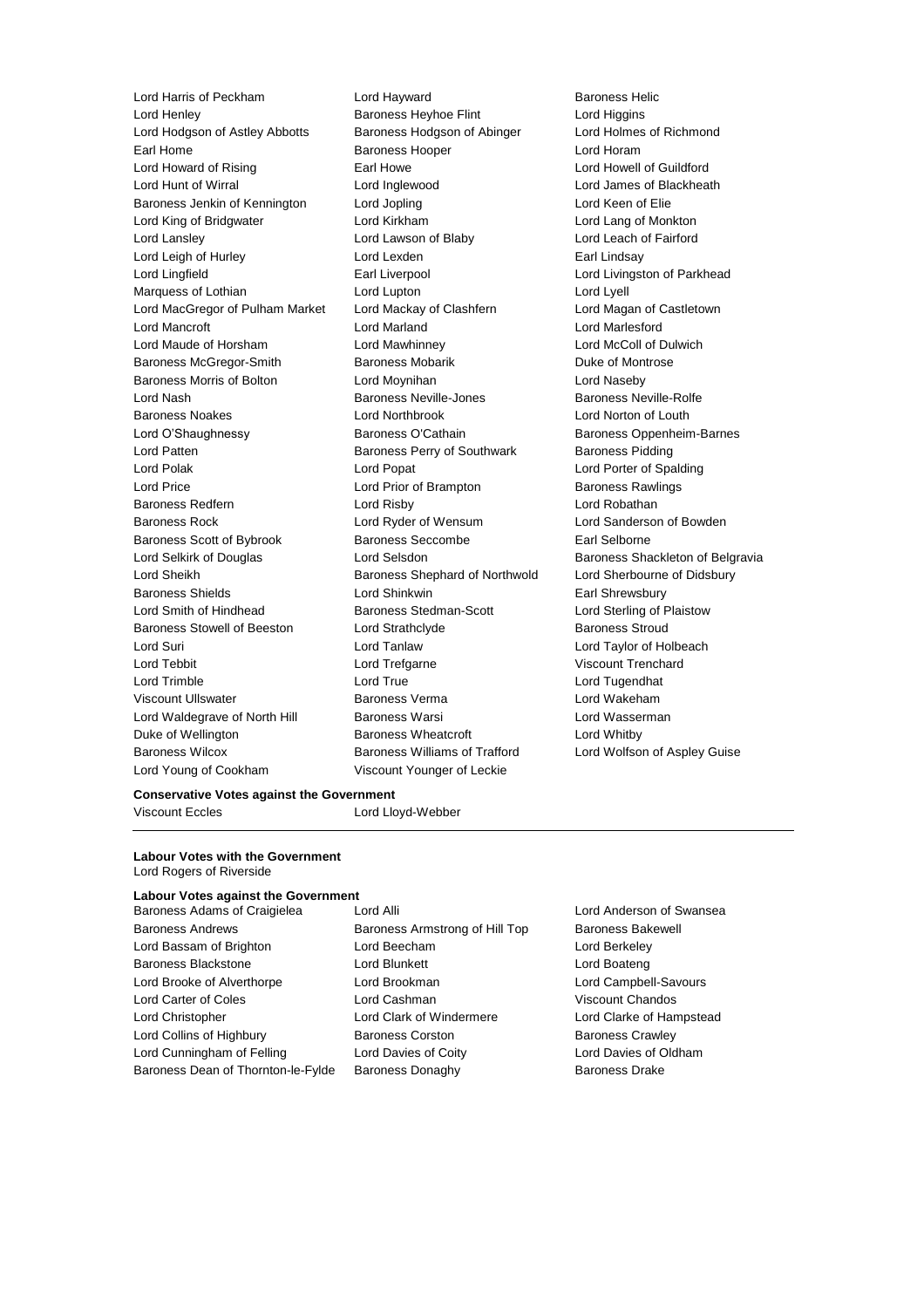Lord Harris of Peckham
Lord Hayward
Baroness Helic
Lord Henley
Baroness Heyhoe Flint
Lord Higgins
Lord Hodgson of Astley Abbotts
Baroness Hodgson of Abinger
Lord Holmes of Richmond
Earl Home
Baroness Hooper
Lord Horam
Lord Howard of Rising
Earl Howe
Lord Howell of Guildford
Lord Hunt of Wirral
Lord Inglewood
Lord James of Blackheath
Baroness Jenkin of Kennington
Lord Jopling
Lord Keen of Elie
Lord King of Bridgwater
Lord Kirkham
Lord Lang of Monkton
Lord Lansley
Lord Lawson of Blaby
Lord Leach of Fairford
Lord Leigh of Hurley
Lord Lexden
Earl Lindsay
Lord Lingfield
Earl Liverpool
Lord Livingston of Parkhead
Marquess of Lothian
Lord Lupton
Lord Lyell
Lord MacGregor of Pulham Market
Lord Mackay of Clashfern
Lord Magan of Castletown
Lord Mancroft
Lord Marland
Lord Marlesford
Lord Maude of Horsham
Lord Mawhinney
Lord McColl of Dulwich
Baroness McGregor-Smith
Baroness Mobarik
Duke of Montrose
Baroness Morris of Bolton
Lord Moynihan
Lord Naseby
Lord Nash
Baroness Neville-Jones
Baroness Neville-Rolfe
Baroness Noakes
Lord Northbrook
Lord Norton of Louth
Lord O'Shaughnessy
Baroness O'Cathain
Baroness Oppenheim-Barnes
Lord Patten
Baroness Perry of Southwark
Baroness Pidding
Lord Polak
Lord Popat
Lord Porter of Spalding
Lord Price
Lord Prior of Brampton
Baroness Rawlings
Baroness Redfern
Lord Risby
Lord Robathan
Baroness Rock
Lord Ryder of Wensum
Lord Sanderson of Bowden
Baroness Scott of Bybrook
Baroness Seccombe
Earl Selborne
Lord Selkirk of Douglas
Lord Selsdon
Baroness Shackleton of Belgravia
Lord Sheikh
Baroness Shephard of Northwold
Lord Sherbourne of Didsbury
Baroness Shields
Lord Shinkwin
Earl Shrewsbury
Lord Smith of Hindhead
Baroness Stedman-Scott
Lord Sterling of Plaistow
Baroness Stowell of Beeston
Lord Strathclyde
Baroness Stroud
Lord Suri
Lord Tanlaw
Lord Taylor of Holbeach
Lord Tebbit
Lord Trefgarne
Viscount Trenchard
Lord Trimble
Lord True
Lord Tugendhat
Viscount Ullswater
Baroness Verma
Lord Wakeham
Lord Waldegrave of North Hill
Baroness Warsi
Lord Wasserman
Duke of Wellington
Baroness Wheatcroft
Lord Whitby
Baroness Wilcox
Baroness Williams of Trafford
Lord Wolfson of Aspley Guise
Lord Young of Cookham
Viscount Younger of Leckie

**Conservative Votes against the Government**

Viscount Eccles
Lord Lloyd-Webber

---

**Labour Votes with the Government**

Lord Rogers of Riverside

**Labour Votes against the Government**

Baroness Adams of Craigielea
Lord Alli
Lord Anderson of Swansea
Baroness Andrews
Baroness Armstrong of Hill Top
Baroness Bakewell
Lord Bassam of Brighton
Lord Beecham
Lord Berkeley
Baroness Blackstone
Lord Blunkett
Lord Boateng
Lord Brooke of Alverthorpe
Lord Brookman
Lord Campbell-Savours
Lord Carter of Coles
Lord Cashman
Viscount Chandos
Lord Christopher
Lord Clark of Windermere
Lord Clarke of Hampstead
Lord Collins of Highbury
Baroness Corston
Baroness Crawley
Lord Cunningham of Felling
Lord Davies of Coity
Lord Davies of Oldham
Baroness Dean of Thornton-le-Fylde
Baroness Donaghy
Baroness Drake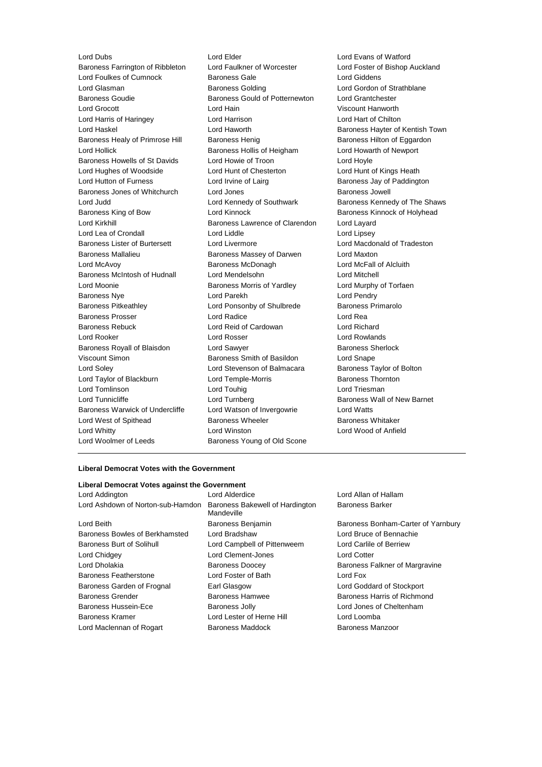Lord Dubs
Lord Elder
Lord Evans of Watford
Baroness Farrington of Ribbleton
Lord Faulkner of Worcester
Lord Foster of Bishop Auckland
Lord Foulkes of Cumnock
Baroness Gale
Lord Giddens
Lord Glasman
Baroness Golding
Lord Gordon of Strathblane
Baroness Goudie
Baroness Gould of Potternewton
Lord Grantchester
Lord Grocott
Lord Hain
Viscount Hanworth
Lord Harris of Haringey
Lord Harrison
Lord Hart of Chilton
Lord Haskel
Lord Haworth
Baroness Hayter of Kentish Town
Baroness Healy of Primrose Hill
Baroness Henig
Baroness Hilton of Eggardon
Lord Hollick
Baroness Hollis of Heigham
Lord Howarth of Newport
Baroness Howells of St Davids
Lord Howie of Troon
Lord Hoyle
Lord Hughes of Woodside
Lord Hunt of Chesterton
Lord Hunt of Kings Heath
Lord Hutton of Furness
Lord Irvine of Lairg
Baroness Jay of Paddington
Baroness Jones of Whitchurch
Lord Jones
Baroness Jowell
Lord Judd
Lord Kennedy of Southwark
Baroness Kennedy of The Shaws
Baroness King of Bow
Lord Kinnock
Baroness Kinnock of Holyhead
Lord Kirkhill
Baroness Lawrence of Clarendon
Lord Layard
Lord Lea of Crondall
Lord Liddle
Lord Lipsey
Baroness Lister of Burtersett
Lord Livermore
Lord Macdonald of Tradeston
Baroness Mallalieu
Baroness Massey of Darwen
Lord Maxton
Lord McAvoy
Baroness McDonagh
Lord McFall of Alcluith
Baroness McIntosh of Hudnall
Lord Mendelsohn
Lord Mitchell
Lord Moonie
Baroness Morris of Yardley
Lord Murphy of Torfaen
Baroness Nye
Lord Parekh
Lord Pendry
Baroness Pitkeathley
Lord Ponsonby of Shulbrede
Baroness Primarolo
Baroness Prosser
Lord Radice
Lord Rea
Baroness Rebuck
Lord Reid of Cardowan
Lord Richard
Lord Rooker
Lord Rosser
Lord Rowlands
Baroness Royall of Blaisdon
Lord Sawyer
Baroness Sherlock
Viscount Simon
Baroness Smith of Basildon
Lord Snape
Lord Soley
Lord Stevenson of Balmacara
Baroness Taylor of Bolton
Lord Taylor of Blackburn
Lord Temple-Morris
Baroness Thornton
Lord Tomlinson
Lord Touhig
Lord Triesman
Lord Tunnicliffe
Lord Turnberg
Baroness Wall of New Barnet
Baroness Warwick of Undercliffe
Lord Watson of Invergowrie
Lord Watts
Lord West of Spithead
Baroness Wheeler
Baroness Whitaker
Lord Whitty
Lord Winston
Lord Wood of Anfield
Lord Woolmer of Leeds
Baroness Young of Old Scone

**Liberal Democrat Votes with the Government**

**Liberal Democrat Votes against the Government**

Lord Addington
Lord Alderdice
Lord Allan of Hallam
Lord Ashdown of Norton-sub-Hamdon
Baroness Bakewell of Hardington Mandeville
Baroness Barker
Lord Beith
Baroness Benjamin
Baroness Bonham-Carter of Yarnbury
Baroness Bowles of Berkhamsted
Lord Bradshaw
Lord Bruce of Bennachie
Baroness Burt of Solihull
Lord Campbell of Pittenweem
Lord Carlile of Berriew
Lord Chidgey
Lord Clement-Jones
Lord Cotter
Lord Dholakia
Baroness Doocey
Baroness Falkner of Margravine
Baroness Featherstone
Lord Foster of Bath
Lord Fox
Baroness Garden of Frognal
Earl Glasgow
Lord Goddard of Stockport
Baroness Grender
Baroness Hamwee
Baroness Harris of Richmond
Baroness Hussein-Ece
Baroness Jolly
Lord Jones of Cheltenham
Baroness Kramer
Lord Lester of Herne Hill
Lord Loomba
Lord Maclennan of Rogart
Baroness Maddock
Baroness Manzoor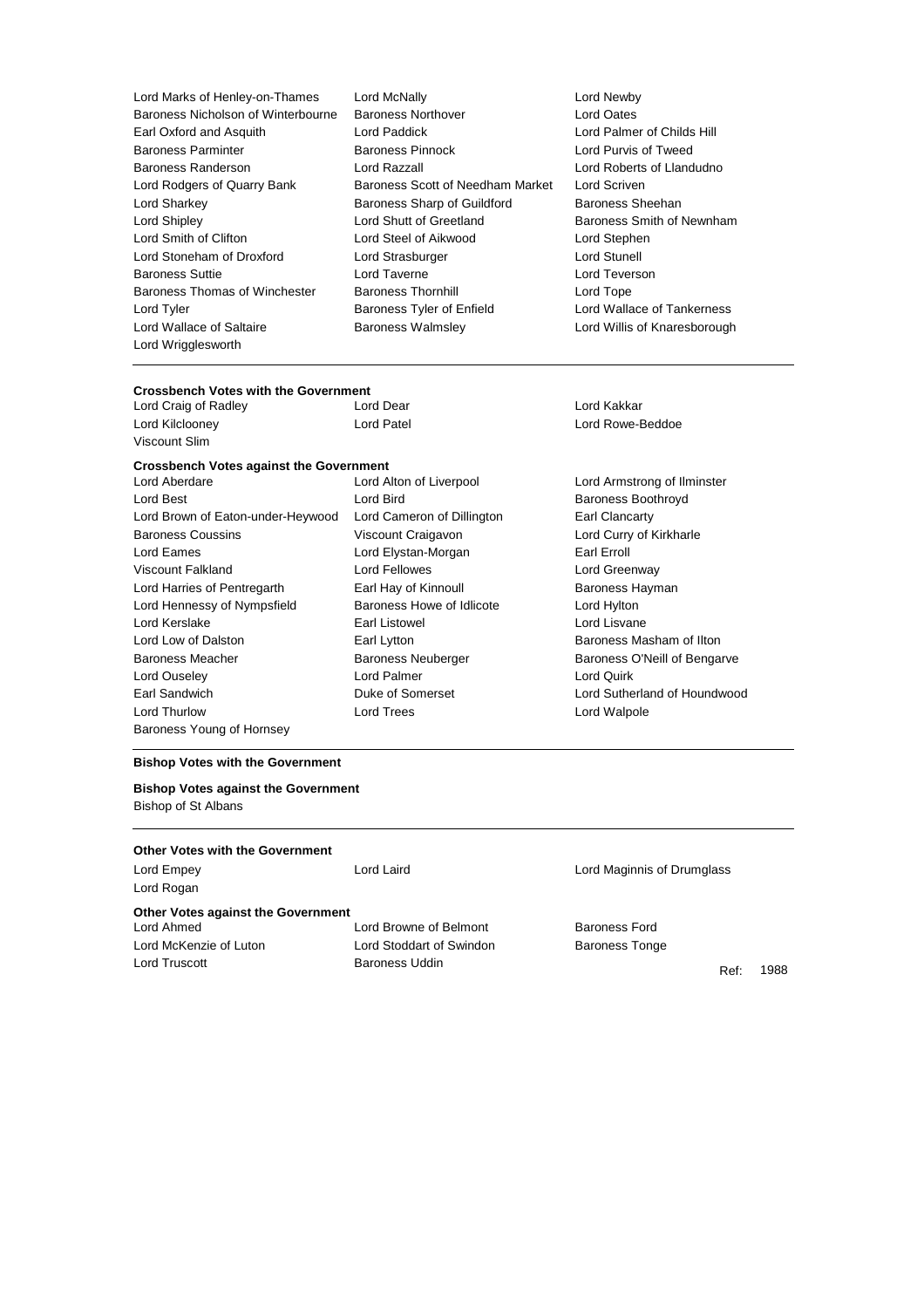Lord Marks of Henley-on-Thames
Lord McNally
Lord Newby
Baroness Nicholson of Winterbourne
Baroness Northover
Lord Oates
Earl Oxford and Asquith
Lord Paddick
Lord Palmer of Childs Hill
Baroness Parminter
Baroness Pinnock
Lord Purvis of Tweed
Baroness Randerson
Lord Razzall
Lord Roberts of Llandudno
Lord Rodgers of Quarry Bank
Baroness Scott of Needham Market
Lord Scriven
Lord Sharkey
Baroness Sharp of Guildford
Baroness Sheehan
Lord Shipley
Lord Shutt of Greetland
Baroness Smith of Newnham
Lord Smith of Clifton
Lord Steel of Aikwood
Lord Stephen
Lord Stoneham of Droxford
Lord Strasburger
Lord Stunell
Baroness Suttie
Lord Taverne
Lord Teverson
Baroness Thomas of Winchester
Baroness Thornhill
Lord Tope
Lord Tyler
Baroness Tyler of Enfield
Lord Wallace of Tankerness
Lord Wallace of Saltaire
Baroness Walmsley
Lord Willis of Knaresborough
Lord Wrigglesworth

**Crossbench Votes with the Government**

Lord Craig of Radley
Lord Dear
Lord Kakkar
Lord Kilclooney
Lord Patel
Lord Rowe-Beddoe
Viscount Slim

**Crossbench Votes against the Government**

Lord Aberdare
Lord Alton of Liverpool
Lord Armstrong of Ilminster
Lord Best
Lord Bird
Baroness Boothroyd
Lord Brown of Eaton-under-Heywood
Lord Cameron of Dillington
Earl Clancarty
Baroness Coussins
Viscount Craigavon
Lord Curry of Kirkharle
Lord Eames
Lord Elystan-Morgan
Earl Erroll
Viscount Falkland
Lord Fellowes
Lord Greenway
Lord Harries of Pentregarth
Earl Hay of Kinnoull
Baroness Hayman
Lord Hennessy of Nympsfield
Baroness Howe of Idlicote
Lord Hylton
Lord Kerslake
Earl Listowel
Lord Lisvane
Lord Low of Dalston
Earl Lytton
Baroness Masham of Ilton
Baroness Meacher
Baroness Neuberger
Baroness O'Neill of Bengarve
Lord Ouseley
Lord Palmer
Lord Quirk
Earl Sandwich
Duke of Somerset
Lord Sutherland of Houndwood
Lord Thurlow
Lord Trees
Lord Walpole
Baroness Young of Hornsey

**Bishop Votes with the Government**

**Bishop Votes against the Government**

Bishop of St Albans

**Other Votes with the Government**

Lord Empey
Lord Laird
Lord Maginnis of Drumglass
Lord Rogan

**Other Votes against the Government**

Lord Ahmed
Lord Browne of Belmont
Baroness Ford
Lord McKenzie of Luton
Lord Stoddart of Swindon
Baroness Tonge
Lord Truscott
Baroness Uddin

Ref: 1988